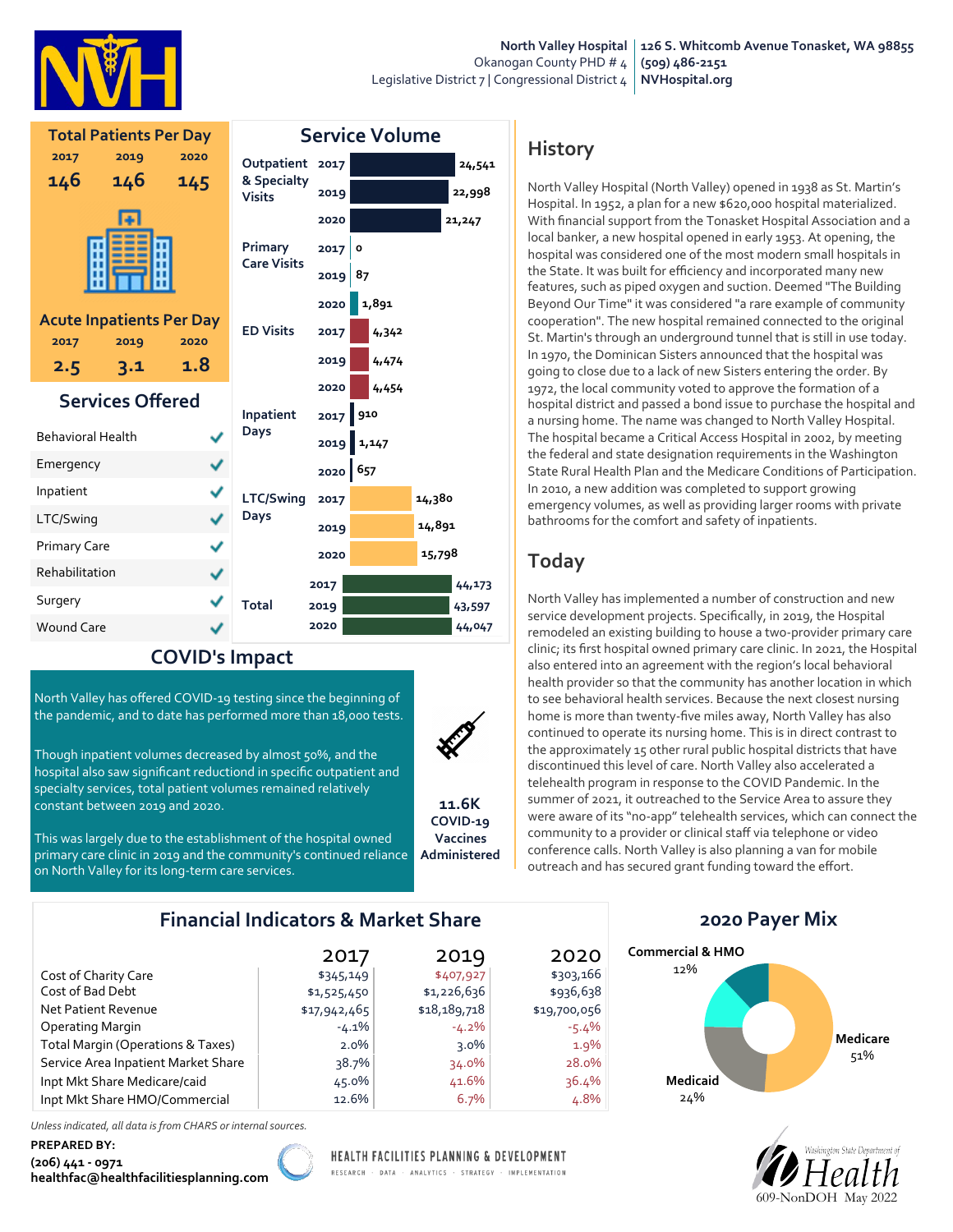**North Valley Hospital** | **126 S. Whitcomb Avenue Tonasket, WA 98855**
Okanogan County PHD # 4 | **(509) 486-2151**
Legislative District 7 | Congressional District 4 | **NVHospital.org**

## Total Patients Per Day

| 2017 | 2019 | 2020 |
|---|---|---|
| 146 | 146 | 145 |

## Acute Inpatients Per Day

| 2017 | 2019 | 2020 |
|---|---|---|
| 2.5 | 3.1 | 1.8 |

## Services Offered

| Service | Offered |
|---|---|
| Behavioral Health | ✓ |
| Emergency | ✓ |
| Inpatient | ✓ |
| LTC/Swing | ✓ |
| Primary Care | ✓ |
| Rehabilitation | ✓ |
| Surgery | ✓ |
| Wound Care | ✓ |

## Service Volume

| Service | 2017 | 2019 | 2020 |
|---|---|---|---|
| Outpatient & Specialty Visits | 24,541 | 22,998 | 21,247 |
| Primary Care Visits | 0 | 87 | 1,891 |
| ED Visits | 4,342 | 4,474 | 4,454 |
| Inpatient Days | 910 | 1,147 | 657 |
| LTC/Swing Days | 14,380 | 14,891 | 15,798 |
| Total | 44,173 | 43,597 | 44,047 |

## COVID's Impact

North Valley has offered COVID-19 testing since the beginning of the pandemic, and to date has performed more than 18,000 tests.

Though inpatient volumes decreased by almost 50%, and the hospital also saw significant reductinon in specific outpatient and specialty services, total patient volumes remained relatively constant between 2019 and 2020.

This was largely due to the establishment of the hospital owned primary care clinic in 2019 and the community's continued reliance on North Valley for its long-term care services.

**11.6K COVID-19 Vaccines Administered**

## History

North Valley Hospital (North Valley) opened in 1938 as St. Martin's Hospital. In 1952, a plan for a new $620,000 hospital materialized. With financial support from the Tonasket Hospital Association and a local banker, a new hospital opened in early 1953. At opening, the hospital was considered one of the most modern small hospitals in the State. It was built for efficiency and incorporated many new features, such as piped oxygen and suction. Deemed "The Building Beyond Our Time" it was considered "a rare example of community cooperation". The new hospital remained connected to the original St. Martin's through an underground tunnel that is still in use today. In 1970, the Dominican Sisters announced that the hospital was going to close due to a lack of new Sisters entering the order. By 1972, the local community voted to approve the formation of a hospital district and passed a bond issue to purchase the hospital and a nursing home. The name was changed to North Valley Hospital. The hospital became a Critical Access Hospital in 2002, by meeting the federal and state designation requirements in the Washington State Rural Health Plan and the Medicare Conditions of Participation. In 2010, a new addition was completed to support growing emergency volumes, as well as providing larger rooms with private bathrooms for the comfort and safety of inpatients.

## Today

North Valley has implemented a number of construction and new service development projects. Specifically, in 2019, the Hospital remodeled an existing building to house a two-provider primary care clinic; its first hospital owned primary care clinic. In 2021, the Hospital also entered into an agreement with the region's local behavioral health provider so that the community has another location in which to see behavioral health services. Because the next closest nursing home is more than twenty-five miles away, North Valley has also continued to operate its nursing home. This is in direct contrast to the approximately 15 other rural public hospital districts that have discontinued this level of care. North Valley also accelerated a telehealth program in response to the COVID Pandemic. In the summer of 2021, it outreached to the Service Area to assure they were aware of its "no-app" telehealth services, which can connect the community to a provider or clinical staff via telephone or video conference calls. North Valley is also planning a van for mobile outreach and has secured grant funding toward the effort.

## Financial Indicators & Market Share

| | 2017 | 2019 | 2020 |
|---|---|---|---|
| Cost of Charity Care | $345,149 | $407,927 | $303,166 |
| Cost of Bad Debt | $1,525,450 | $1,226,636 | $936,638 |
| Net Patient Revenue | $17,942,465 | $18,189,718 | $19,700,056 |
| Operating Margin | -4.1% | -4.2% | -5.4% |
| Total Margin (Operations & Taxes) | 2.0% | 3.0% | 1.9% |
| Service Area Inpatient Market Share | 38.7% | 34.0% | 28.0% |
| Inpt Mkt Share Medicare/caid | 45.0% | 41.6% | 36.4% |
| Inpt Mkt Share HMO/Commercial | 12.6% | 6.7% | 4.8% |

## 2020 Payer Mix

| Payer | Share |
|---|---|
| Medicare | 51% |
| Medicaid | 24% |
| Commercial & HMO | 12% |

*Unless indicated, all data is from CHARS or internal sources.*

**PREPARED BY:**
**(206) 441 - 0971**
**healthfac@healthfacilitiesplanning.com**

HEALTH FACILITIES PLANNING & DEVELOPMENT
RESEARCH · DATA · ANALYTICS · STRATEGY · IMPLEMENTATION

Washington State Department of Health
609-NonDOH May 2022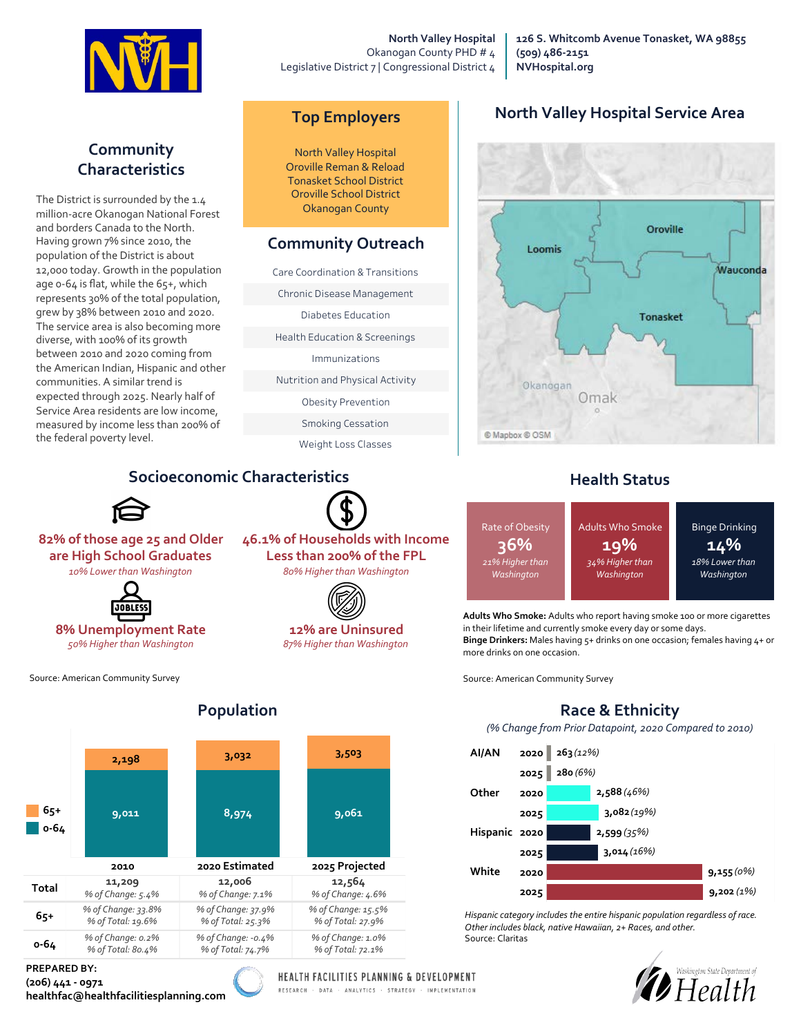North Valley Hospital
Okanogan County PHD # 4
Legislative District 7 | Congressional District 4

126 S. Whitcomb Avenue Tonasket, WA 98855
(509) 486-2151
NVHospital.org

## Community Characteristics

The District is surrounded by the 1.4 million-acre Okanogan National Forest and borders Canada to the North. Having grown 7% since 2010, the population of the District is about 12,000 today. Growth in the population age 0-64 is flat, while the 65+, which represents 30% of the total population, grew by 38% between 2010 and 2020. The service area is also becoming more diverse, with 100% of its growth between 2010 and 2020 coming from the American Indian, Hispanic and other communities. A similar trend is expected through 2025. Nearly half of Service Area residents are low income, measured by income less than 200% of the federal poverty level.

## Top Employers

North Valley Hospital
Oroville Reman & Reload
Tonasket School District
Oroville School District
Okanogan County

## Community Outreach

- Care Coordination & Transitions
- Chronic Disease Management
- Diabetes Education
- Health Education & Screenings
- Immunizations
- Nutrition and Physical Activity
- Obesity Prevention
- Smoking Cessation
- Weight Loss Classes

## North Valley Hospital Service Area

Loomis
Oroville
Wauconda
Tonasket
Okanogan
Omak
© Mapbox © OSM

## Socioeconomic Characteristics

**82% of those age 25 and Older are High School Graduates**
*10% Lower than Washington*

**46.1% of Households with Income Less than 200% of the FPL**
*80% Higher than Washington*

**8% Unemployment Rate**
*50% Higher than Washington*

**12% are Uninsured**
*87% Higher than Washington*

Source: American Community Survey

## Health Status

**Rate of Obesity 36%**
*21% Higher than Washington*

**Adults Who Smoke 19%**
*34% Higher than Washington*

**Binge Drinking 14%**
*18% Lower than Washington*

**Adults Who Smoke:** Adults who report having smoke 100 or more cigarettes in their lifetime and currently smoke every day or some days.
**Binge Drinkers:** Males having 5+ drinks on one occasion; females having 4+ or more drinks on one occasion.

Source: American Community Survey

## Population

65+
0-64

2010: 2,198 (65+); 9,011 (0-64)
2020 Estimated: 3,032 (65+); 8,974 (0-64)
2025 Projected: 3,503 (65+); 9,061 (0-64)

| | 2010 | 2020 Estimated | 2025 Projected |
|---|---|---|---|
| Total | 11,209<br>*% of Change: 5.4%* | 12,006<br>*% of Change: 7.1%* | 12,564<br>*% of Change: 4.6%* |
| 65+ | *% of Change: 33.8%*<br>*% of Total: 19.6%* | *% of Change: 37.9%*<br>*% of Total: 25.3%* | *% of Change: 15.5%*<br>*% of Total: 27.9%* |
| 0-64 | *% of Change: 0.2%*<br>*% of Total: 80.4%* | *% of Change: -0.4%*<br>*% of Total: 74.7%* | *% of Change: 1.0%*<br>*% of Total: 72.1%* |

## Race & Ethnicity

*(% Change from Prior Datapoint, 2020 Compared to 2010)*

AI/AN
2020 263 *(12%)*
2025 280 *(6%)*

Other
2020 2,588 *(46%)*
2025 3,082 *(19%)*

Hispanic
2020 2,599 *(35%)*
2025 3,014 *(16%)*

White
2020 9,155 *(0%)*
2025 9,202 *(1%)*

*Hispanic category includes the entire hispanic population regardless of race. Other includes black, native Hawaiian, 2+ Races, and other.*
Source: Claritas

**PREPARED BY:**
**(206) 441 - 0971**
**healthfac@healthfacilitiesplanning.com**

HEALTH FACILITIES PLANNING & DEVELOPMENT
RESEARCH · DATA · ANALYTICS · STRATEGY · IMPLEMENTATION

Washington State Department of Health